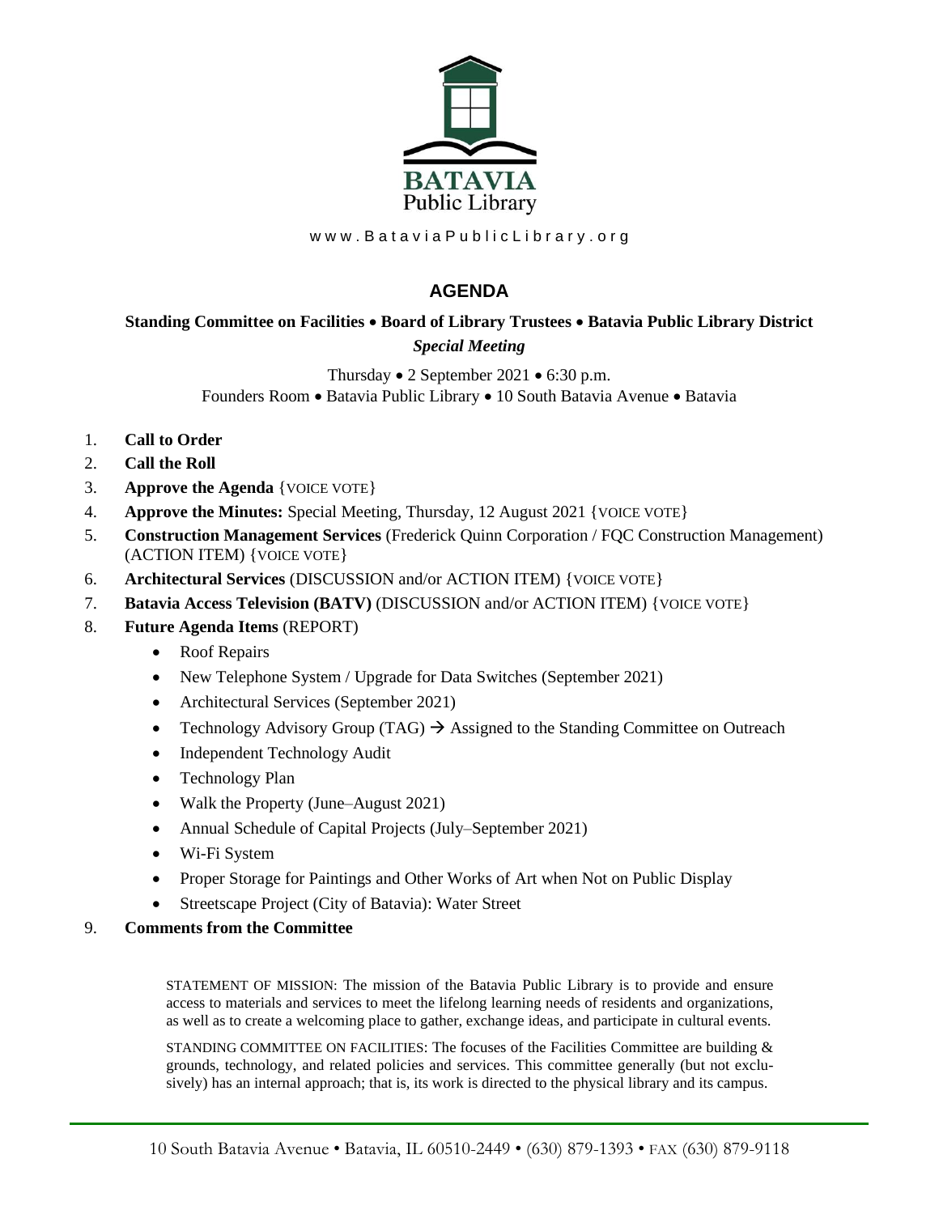BATAVIA
Public Library

www.BataviaPublicLibrary.org

# AGENDA

**Standing Committee on Facilities • Board of Library Trustees • Batavia Public Library District**
***Special Meeting***

Thursday • 2 September 2021 • 6:30 p.m.
Founders Room • Batavia Public Library • 10 South Batavia Avenue • Batavia

1. **Call to Order**
2. **Call the Roll**
3. **Approve the Agenda** {VOICE VOTE}
4. **Approve the Minutes:** Special Meeting, Thursday, 12 August 2021 {VOICE VOTE}
5. **Construction Management Services** (Frederick Quinn Corporation / FQC Construction Management) (ACTION ITEM) {VOICE VOTE}
6. **Architectural Services** (DISCUSSION and/or ACTION ITEM) {VOICE VOTE}
7. **Batavia Access Television (BATV)** (DISCUSSION and/or ACTION ITEM) {VOICE VOTE}
8. **Future Agenda Items** (REPORT)
   - Roof Repairs
   - New Telephone System / Upgrade for Data Switches (September 2021)
   - Architectural Services (September 2021)
   - Technology Advisory Group (TAG) → Assigned to the Standing Committee on Outreach
   - Independent Technology Audit
   - Technology Plan
   - Walk the Property (June–August 2021)
   - Annual Schedule of Capital Projects (July–September 2021)
   - Wi-Fi System
   - Proper Storage for Paintings and Other Works of Art when Not on Public Display
   - Streetscape Project (City of Batavia): Water Street
9. **Comments from the Committee**

STATEMENT OF MISSION: The mission of the Batavia Public Library is to provide and ensure access to materials and services to meet the lifelong learning needs of residents and organizations, as well as to create a welcoming place to gather, exchange ideas, and participate in cultural events.

STANDING COMMITTEE ON FACILITIES: The focuses of the Facilities Committee are building & grounds, technology, and related policies and services. This committee generally (but not exclusively) has an internal approach; that is, its work is directed to the physical library and its campus.

10 South Batavia Avenue • Batavia, IL 60510-2449 • (630) 879-1393 • FAX (630) 879-9118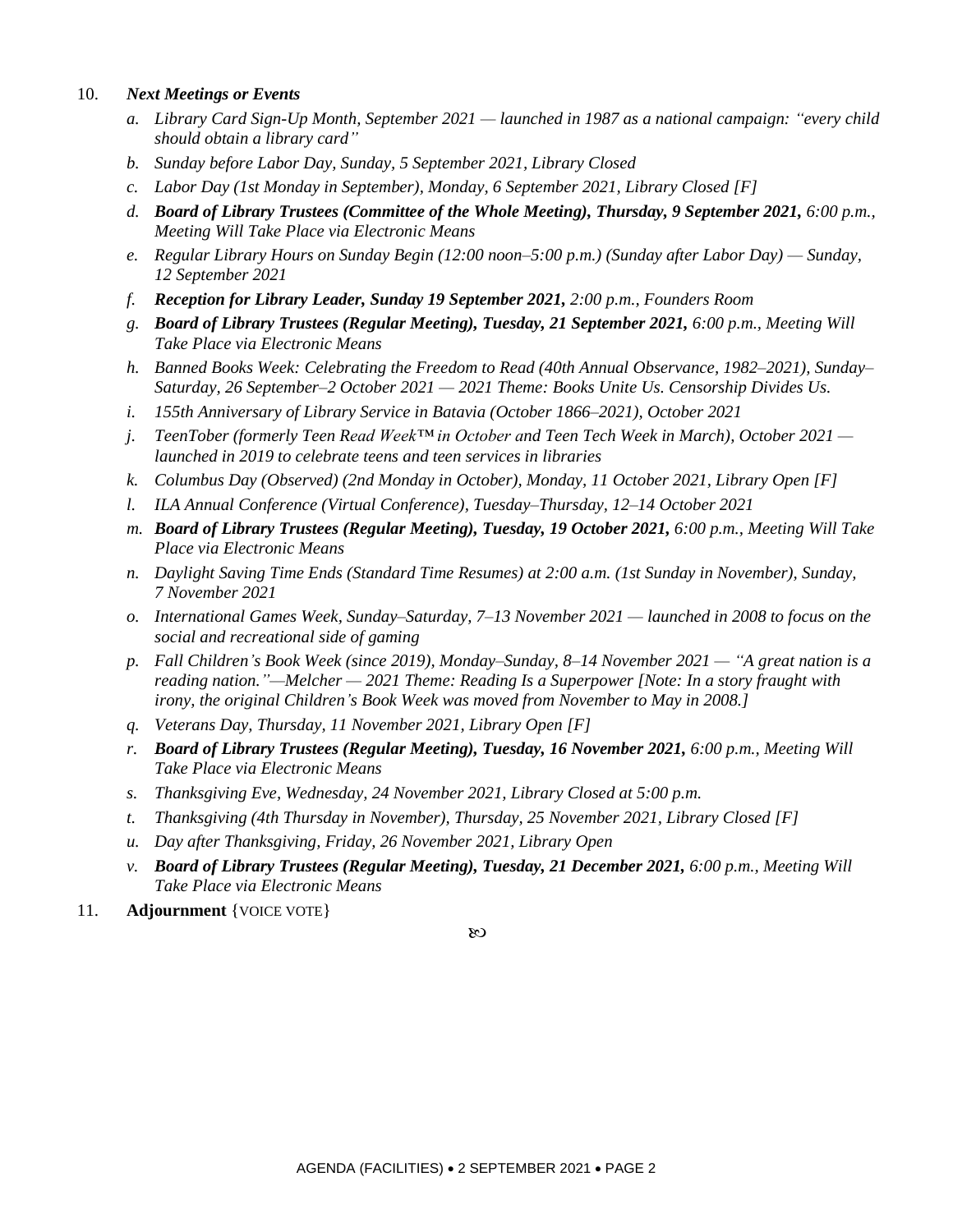10. ***Next Meetings or Events***

    a. *Library Card Sign-Up Month, September 2021 — launched in 1987 as a national campaign: "every child should obtain a library card"*
    b. *Sunday before Labor Day, Sunday, 5 September 2021, Library Closed*
    c. *Labor Day (1st Monday in September), Monday, 6 September 2021, Library Closed [F]*
    d. ***Board of Library Trustees (Committee of the Whole Meeting), Thursday, 9 September 2021,*** *6:00 p.m., Meeting Will Take Place via Electronic Means*
    e. *Regular Library Hours on Sunday Begin (12:00 noon–5:00 p.m.) (Sunday after Labor Day) — Sunday, 12 September 2021*
    f. ***Reception for Library Leader, Sunday 19 September 2021,*** *2:00 p.m., Founders Room*
    g. ***Board of Library Trustees (Regular Meeting), Tuesday, 21 September 2021,*** *6:00 p.m., Meeting Will Take Place via Electronic Means*
    h. *Banned Books Week: Celebrating the Freedom to Read (40th Annual Observance, 1982–2021), Sunday–Saturday, 26 September–2 October 2021 — 2021 Theme: Books Unite Us. Censorship Divides Us.*
    i. *155th Anniversary of Library Service in Batavia (October 1866–2021), October 2021*
    j. *TeenTober (formerly Teen Read Week™ in October and Teen Tech Week in March), October 2021 — launched in 2019 to celebrate teens and teen services in libraries*
    k. *Columbus Day (Observed) (2nd Monday in October), Monday, 11 October 2021, Library Open [F]*
    l. *ILA Annual Conference (Virtual Conference), Tuesday–Thursday, 12–14 October 2021*
    m. ***Board of Library Trustees (Regular Meeting), Tuesday, 19 October 2021,*** *6:00 p.m., Meeting Will Take Place via Electronic Means*
    n. *Daylight Saving Time Ends (Standard Time Resumes) at 2:00 a.m. (1st Sunday in November), Sunday, 7 November 2021*
    o. *International Games Week, Sunday–Saturday, 7–13 November 2021 — launched in 2008 to focus on the social and recreational side of gaming*
    p. *Fall Children's Book Week (since 2019), Monday–Sunday, 8–14 November 2021 — "A great nation is a reading nation."—Melcher — 2021 Theme: Reading Is a Superpower [Note: In a story fraught with irony, the original Children's Book Week was moved from November to May in 2008.]*
    q. *Veterans Day, Thursday, 11 November 2021, Library Open [F]*
    r. ***Board of Library Trustees (Regular Meeting), Tuesday, 16 November 2021,*** *6:00 p.m., Meeting Will Take Place via Electronic Means*
    s. *Thanksgiving Eve, Wednesday, 24 November 2021, Library Closed at 5:00 p.m.*
    t. *Thanksgiving (4th Thursday in November), Thursday, 25 November 2021, Library Closed [F]*
    u. *Day after Thanksgiving, Friday, 26 November 2021, Library Open*
    v. ***Board of Library Trustees (Regular Meeting), Tuesday, 21 December 2021,*** *6:00 p.m., Meeting Will Take Place via Electronic Means*

11. **Adjournment** {VOICE VOTE}

ꕤ